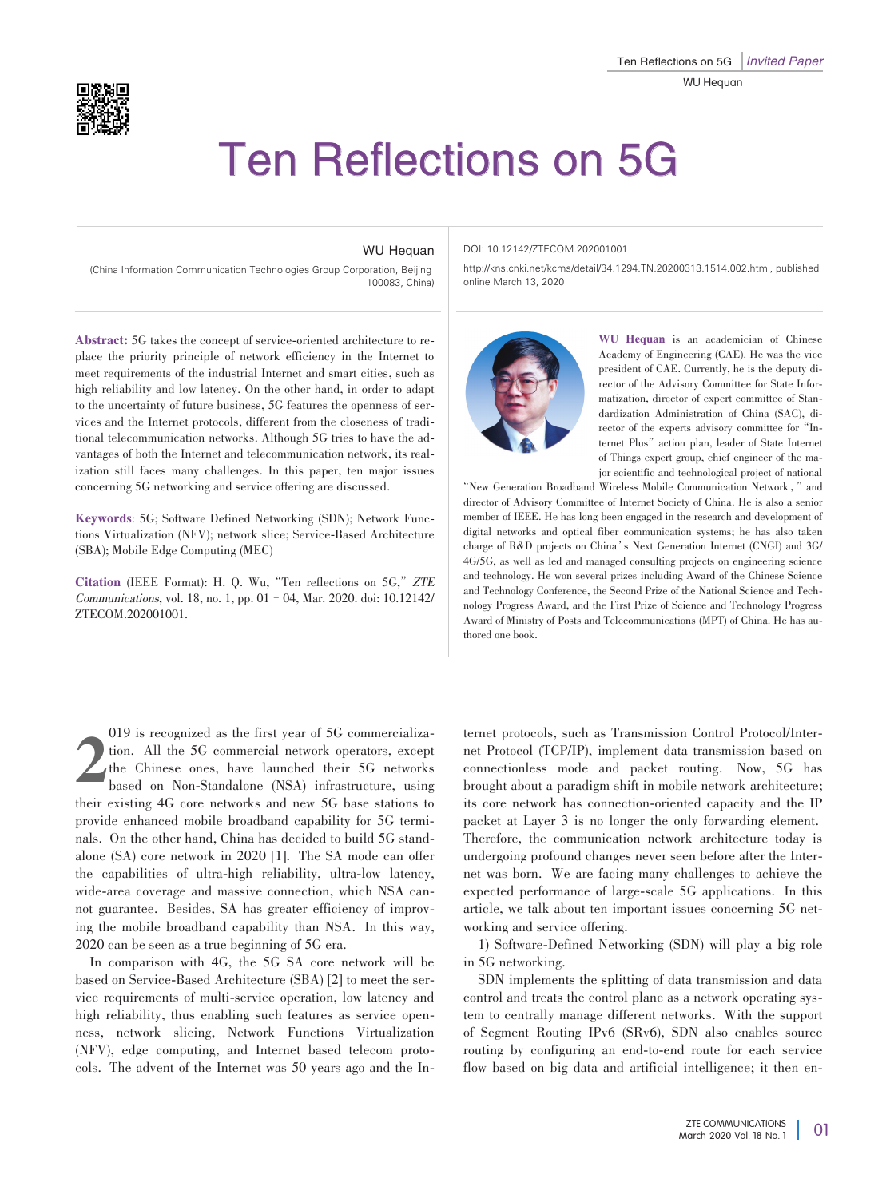# Ten Reflections on 5G

WU Hequan

(China Information Communication Technologies Group Corporation, Beijing 100083, China)

DOI: 10.12142/ZTECOM.202001001

http://kns.cnki.net/kcms/detail/34.1294.TN.20200313.1514.002.html, published online March 13, 2020

**Abstract:** 5G takes the concept of service-oriented architecture to replace the priority principle of network efficiency in the Internet to meet requirements of the industrial Internet and smart cities, such as high reliability and low latency. On the other hand, in order to adapt to the uncertainty of future business, 5G features the openness of services and the Internet protocols, different from the closeness of traditional telecommunication networks. Although 5G tries to have the advantages of both the Internet and telecommunication network, its realization still faces many challenges. In this paper, ten major issues concerning 5G networking and service offering are discussed.

**Keywords**: 5G; Software Defined Networking (SDN); Network Functions Virtualization (NFV); network slice; Service-Based Architecture (SBA); Mobile Edge Computing (MEC)

**Citation** (IEEE Format): H. Q. Wu, "Ten reflections on 5G," *ZTE Communications*, vol. 18, no. 1, pp. 01 – 04, Mar. 2020. doi: 10.12142/ZTECOM.202001001.

**WU Hequan** is an academician of Chinese Academy of Engineering (CAE). He was the vice president of CAE. Currently, he is the deputy director of the Advisory Committee for State Informatization, director of expert committee of Standardization Administration of China (SAC), director of the experts advisory committee for "Internet Plus" action plan, leader of State Internet of Things expert group, chief engineer of the major scientific and technological project of national "New Generation Broadband Wireless Mobile Communication Network," and director of Advisory Committee of Internet Society of China. He is also a senior member of IEEE. He has long been engaged in the research and development of digital networks and optical fiber communication systems; he has also taken charge of R&D projects on China's Next Generation Internet (CNGI) and 3G/4G/5G, as well as led and managed consulting projects on engineering science and technology. He won several prizes including Award of the Chinese Science and Technology Conference, the Second Prize of the National Science and Technology Progress Award, and the First Prize of Science and Technology Progress Award of Ministry of Posts and Telecommunications (MPT) of China. He has authored one book.

2019 is recognized as the first year of 5G commercialization. All the 5G commercial network operators, except the Chinese ones, have launched their 5G networks based on Non-Standalone (NSA) infrastructure, using their existing 4G core networks and new 5G base stations to provide enhanced mobile broadband capability for 5G terminals. On the other hand, China has decided to build 5G standalone (SA) core network in 2020 [1]. The SA mode can offer the capabilities of ultra-high reliability, ultra-low latency, wide-area coverage and massive connection, which NSA cannot guarantee. Besides, SA has greater efficiency of improving the mobile broadband capability than NSA. In this way, 2020 can be seen as a true beginning of 5G era.

In comparison with 4G, the 5G SA core network will be based on Service-Based Architecture (SBA) [2] to meet the service requirements of multi-service operation, low latency and high reliability, thus enabling such features as service openness, network slicing, Network Functions Virtualization (NFV), edge computing, and Internet based telecom protocols. The advent of the Internet was 50 years ago and the Internet protocols, such as Transmission Control Protocol/Internet Protocol (TCP/IP), implement data transmission based on connectionless mode and packet routing. Now, 5G has brought about a paradigm shift in mobile network architecture; its core network has connection-oriented capacity and the IP packet at Layer 3 is no longer the only forwarding element. Therefore, the communication network architecture today is undergoing profound changes never seen before after the Internet was born. We are facing many challenges to achieve the expected performance of large-scale 5G applications. In this article, we talk about ten important issues concerning 5G networking and service offering.

1) Software-Defined Networking (SDN) will play a big role in 5G networking.

SDN implements the splitting of data transmission and data control and treats the control plane as a network operating system to centrally manage different networks. With the support of Segment Routing IPv6 (SRv6), SDN also enables source routing by configuring an end-to-end route for each service flow based on big data and artificial intelligence; it then en-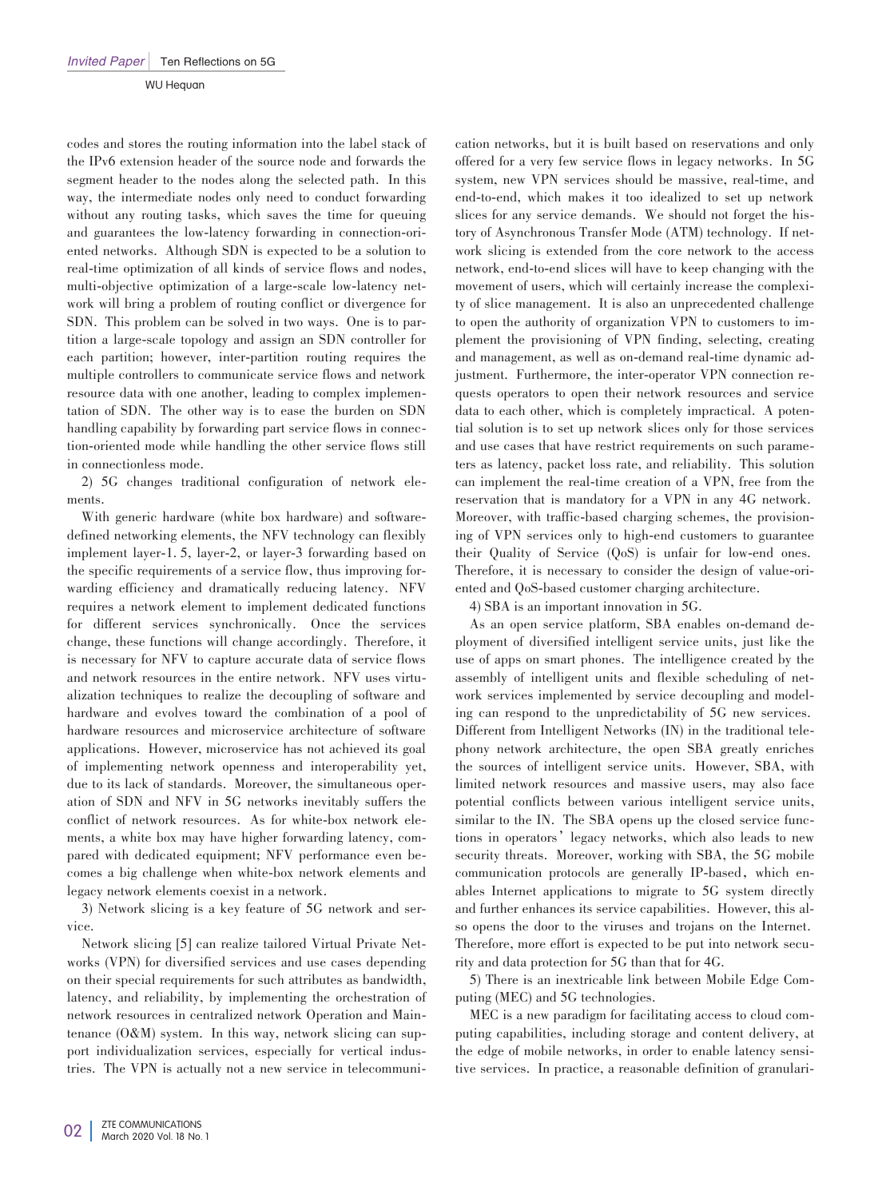codes and stores the routing information into the label stack of the IPv6 extension header of the source node and forwards the segment header to the nodes along the selected path. In this way, the intermediate nodes only need to conduct forwarding without any routing tasks, which saves the time for queuing and guarantees the low-latency forwarding in connection-oriented networks. Although SDN is expected to be a solution to real-time optimization of all kinds of service flows and nodes, multi-objective optimization of a large-scale low-latency network will bring a problem of routing conflict or divergence for SDN. This problem can be solved in two ways. One is to partition a large-scale topology and assign an SDN controller for each partition; however, inter-partition routing requires the multiple controllers to communicate service flows and network resource data with one another, leading to complex implementation of SDN. The other way is to ease the burden on SDN handling capability by forwarding part service flows in connection-oriented mode while handling the other service flows still in connectionless mode.

2) 5G changes traditional configuration of network elements.

With generic hardware (white box hardware) and software-defined networking elements, the NFV technology can flexibly implement layer-1.5, layer-2, or layer-3 forwarding based on the specific requirements of a service flow, thus improving forwarding efficiency and dramatically reducing latency. NFV requires a network element to implement dedicated functions for different services synchronically. Once the services change, these functions will change accordingly. Therefore, it is necessary for NFV to capture accurate data of service flows and network resources in the entire network. NFV uses virtualization techniques to realize the decoupling of software and hardware and evolves toward the combination of a pool of hardware resources and microservice architecture of software applications. However, microservice has not achieved its goal of implementing network openness and interoperability yet, due to its lack of standards. Moreover, the simultaneous operation of SDN and NFV in 5G networks inevitably suffers the conflict of network resources. As for white-box network elements, a white box may have higher forwarding latency, compared with dedicated equipment; NFV performance even becomes a big challenge when white-box network elements and legacy network elements coexist in a network.

3) Network slicing is a key feature of 5G network and service.

Network slicing [5] can realize tailored Virtual Private Networks (VPN) for diversified services and use cases depending on their special requirements for such attributes as bandwidth, latency, and reliability, by implementing the orchestration of network resources in centralized network Operation and Maintenance (O&M) system. In this way, network slicing can support individualization services, especially for vertical industries. The VPN is actually not a new service in telecommunication networks, but it is built based on reservations and only offered for a very few service flows in legacy networks. In 5G system, new VPN services should be massive, real-time, and end-to-end, which makes it too idealized to set up network slices for any service demands. We should not forget the history of Asynchronous Transfer Mode (ATM) technology. If network slicing is extended from the core network to the access network, end-to-end slices will have to keep changing with the movement of users, which will certainly increase the complexity of slice management. It is also an unprecedented challenge to open the authority of organization VPN to customers to implement the provisioning of VPN finding, selecting, creating and management, as well as on-demand real-time dynamic adjustment. Furthermore, the inter-operator VPN connection requests operators to open their network resources and service data to each other, which is completely impractical. A potential solution is to set up network slices only for those services and use cases that have restrict requirements on such parameters as latency, packet loss rate, and reliability. This solution can implement the real-time creation of a VPN, free from the reservation that is mandatory for a VPN in any 4G network. Moreover, with traffic-based charging schemes, the provisioning of VPN services only to high-end customers to guarantee their Quality of Service (QoS) is unfair for low-end ones. Therefore, it is necessary to consider the design of value-oriented and QoS-based customer charging architecture.

4) SBA is an important innovation in 5G.

As an open service platform, SBA enables on-demand deployment of diversified intelligent service units, just like the use of apps on smart phones. The intelligence created by the assembly of intelligent units and flexible scheduling of network services implemented by service decoupling and modeling can respond to the unpredictability of 5G new services. Different from Intelligent Networks (IN) in the traditional telephony network architecture, the open SBA greatly enriches the sources of intelligent service units. However, SBA, with limited network resources and massive users, may also face potential conflicts between various intelligent service units, similar to the IN. The SBA opens up the closed service functions in operators' legacy networks, which also leads to new security threats. Moreover, working with SBA, the 5G mobile communication protocols are generally IP-based, which enables Internet applications to migrate to 5G system directly and further enhances its service capabilities. However, this also opens the door to the viruses and trojans on the Internet. Therefore, more effort is expected to be put into network security and data protection for 5G than that for 4G.

5) There is an inextricable link between Mobile Edge Computing (MEC) and 5G technologies.

MEC is a new paradigm for facilitating access to cloud computing capabilities, including storage and content delivery, at the edge of mobile networks, in order to enable latency sensitive services. In practice, a reasonable definition of granulari-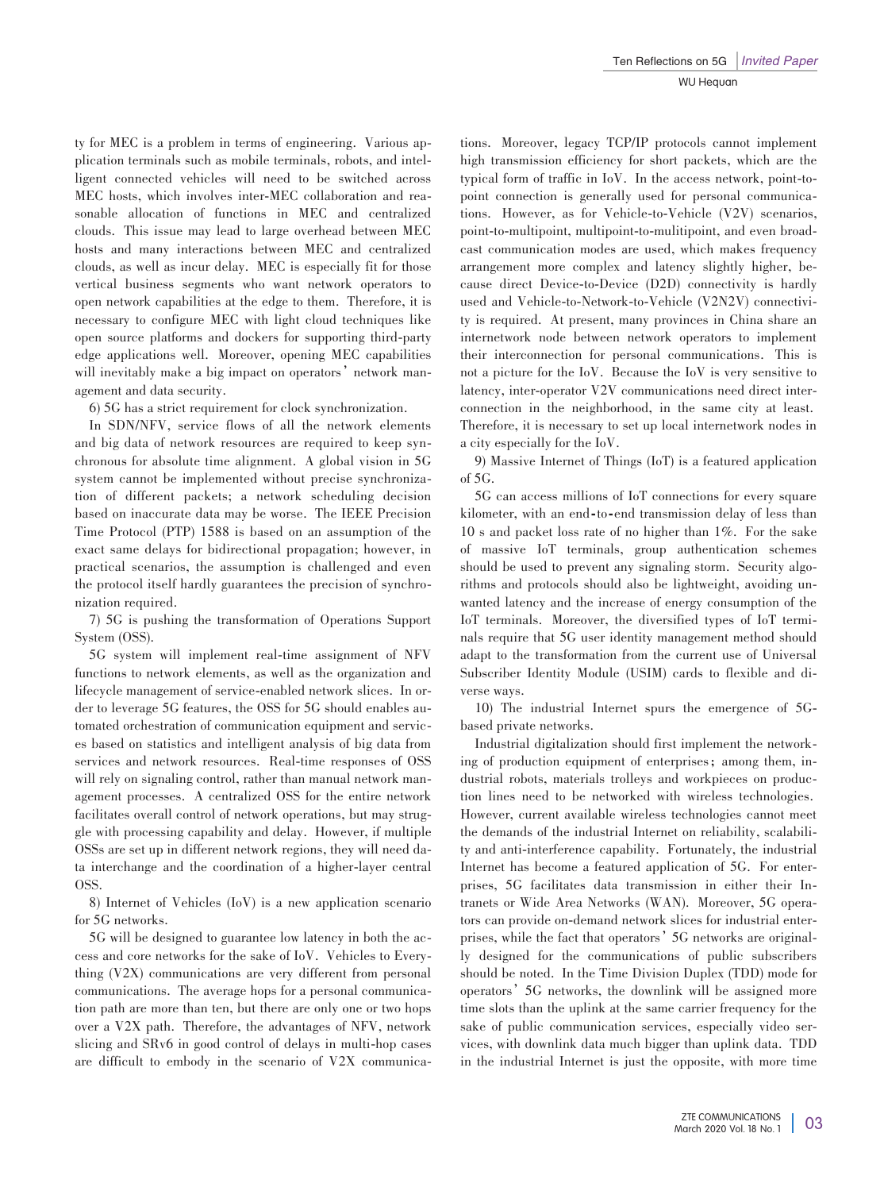ty for MEC is a problem in terms of engineering. Various application terminals such as mobile terminals, robots, and intelligent connected vehicles will need to be switched across MEC hosts, which involves inter-MEC collaboration and reasonable allocation of functions in MEC and centralized clouds. This issue may lead to large overhead between MEC hosts and many interactions between MEC and centralized clouds, as well as incur delay. MEC is especially fit for those vertical business segments who want network operators to open network capabilities at the edge to them. Therefore, it is necessary to configure MEC with light cloud techniques like open source platforms and dockers for supporting third-party edge applications well. Moreover, opening MEC capabilities will inevitably make a big impact on operators' network management and data security.

6) 5G has a strict requirement for clock synchronization.

In SDN/NFV, service flows of all the network elements and big data of network resources are required to keep synchronous for absolute time alignment. A global vision in 5G system cannot be implemented without precise synchronization of different packets; a network scheduling decision based on inaccurate data may be worse. The IEEE Precision Time Protocol (PTP) 1588 is based on an assumption of the exact same delays for bidirectional propagation; however, in practical scenarios, the assumption is challenged and even the protocol itself hardly guarantees the precision of synchronization required.

7) 5G is pushing the transformation of Operations Support System (OSS).

5G system will implement real-time assignment of NFV functions to network elements, as well as the organization and lifecycle management of service-enabled network slices. In order to leverage 5G features, the OSS for 5G should enables automated orchestration of communication equipment and services based on statistics and intelligent analysis of big data from services and network resources. Real-time responses of OSS will rely on signaling control, rather than manual network management processes. A centralized OSS for the entire network facilitates overall control of network operations, but may struggle with processing capability and delay. However, if multiple OSSs are set up in different network regions, they will need data interchange and the coordination of a higher-layer central OSS.

8) Internet of Vehicles (IoV) is a new application scenario for 5G networks.

5G will be designed to guarantee low latency in both the access and core networks for the sake of IoV. Vehicles to Everything (V2X) communications are very different from personal communications. The average hops for a personal communication path are more than ten, but there are only one or two hops over a V2X path. Therefore, the advantages of NFV, network slicing and SRv6 in good control of delays in multi-hop cases are difficult to embody in the scenario of V2X communications. Moreover, legacy TCP/IP protocols cannot implement high transmission efficiency for short packets, which are the typical form of traffic in IoV. In the access network, point-to-point connection is generally used for personal communications. However, as for Vehicle-to-Vehicle (V2V) scenarios, point-to-multipoint, multipoint-to-mulitipoint, and even broadcast communication modes are used, which makes frequency arrangement more complex and latency slightly higher, because direct Device-to-Device (D2D) connectivity is hardly used and Vehicle-to-Network-to-Vehicle (V2N2V) connectivity is required. At present, many provinces in China share an internetwork node between network operators to implement their interconnection for personal communications. This is not a picture for the IoV. Because the IoV is very sensitive to latency, inter-operator V2V communications need direct interconnection in the neighborhood, in the same city at least. Therefore, it is necessary to set up local internetwork nodes in a city especially for the IoV.

9) Massive Internet of Things (IoT) is a featured application of 5G.

5G can access millions of IoT connections for every square kilometer, with an end-to-end transmission delay of less than 10 s and packet loss rate of no higher than 1%. For the sake of massive IoT terminals, group authentication schemes should be used to prevent any signaling storm. Security algorithms and protocols should also be lightweight, avoiding unwanted latency and the increase of energy consumption of the IoT terminals. Moreover, the diversified types of IoT terminals require that 5G user identity management method should adapt to the transformation from the current use of Universal Subscriber Identity Module (USIM) cards to flexible and diverse ways.

10) The industrial Internet spurs the emergence of 5G-based private networks.

Industrial digitalization should first implement the networking of production equipment of enterprises; among them, industrial robots, materials trolleys and workpieces on production lines need to be networked with wireless technologies. However, current available wireless technologies cannot meet the demands of the industrial Internet on reliability, scalability and anti-interference capability. Fortunately, the industrial Internet has become a featured application of 5G. For enterprises, 5G facilitates data transmission in either their Intranets or Wide Area Networks (WAN). Moreover, 5G operators can provide on-demand network slices for industrial enterprises, while the fact that operators' 5G networks are originally designed for the communications of public subscribers should be noted. In the Time Division Duplex (TDD) mode for operators' 5G networks, the downlink will be assigned more time slots than the uplink at the same carrier frequency for the sake of public communication services, especially video services, with downlink data much bigger than uplink data. TDD in the industrial Internet is just the opposite, with more time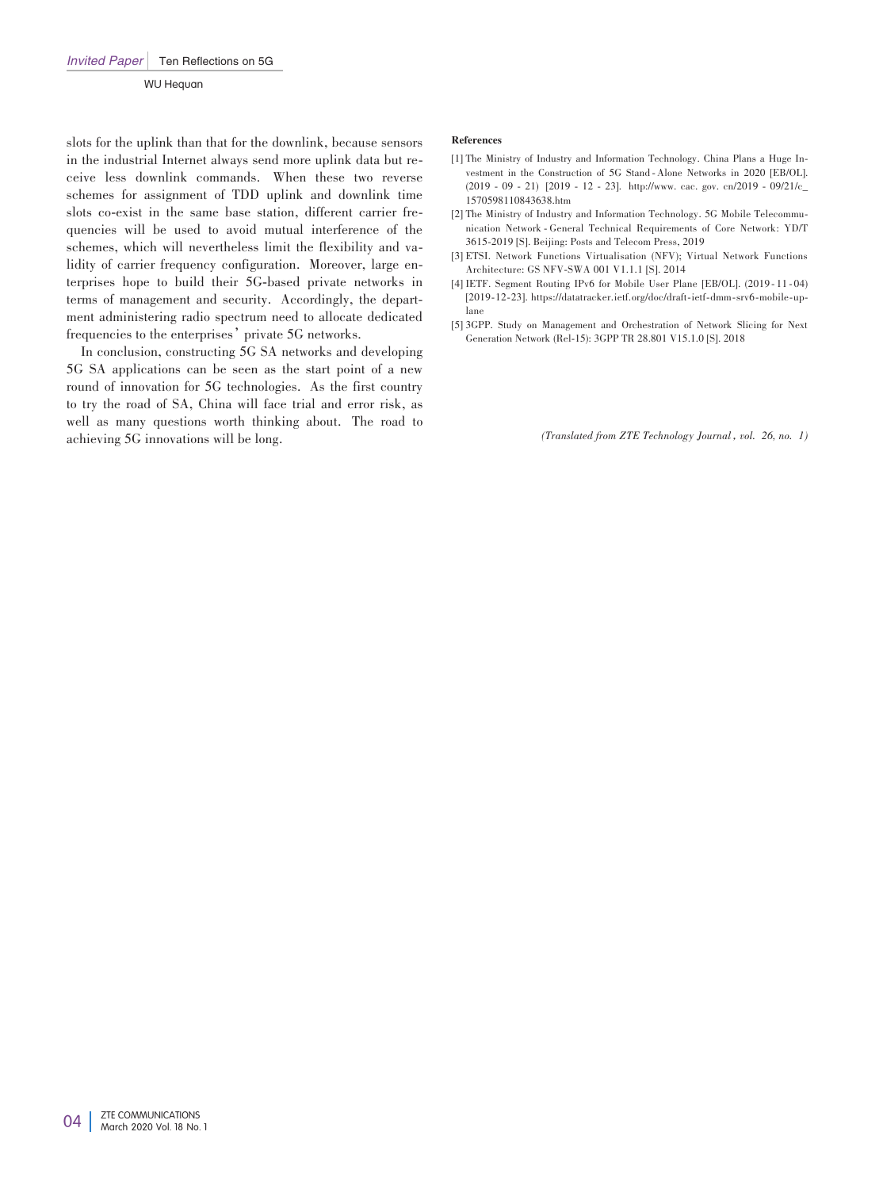slots for the uplink than that for the downlink, because sensors in the industrial Internet always send more uplink data but receive less downlink commands. When these two reverse schemes for assignment of TDD uplink and downlink time slots co-exist in the same base station, different carrier frequencies will be used to avoid mutual interference of the schemes, which will nevertheless limit the flexibility and validity of carrier frequency configuration. Moreover, large enterprises hope to build their 5G-based private networks in terms of management and security. Accordingly, the department administering radio spectrum need to allocate dedicated frequencies to the enterprises' private 5G networks.

In conclusion, constructing 5G SA networks and developing 5G SA applications can be seen as the start point of a new round of innovation for 5G technologies. As the first country to try the road of SA, China will face trial and error risk, as well as many questions worth thinking about. The road to achieving 5G innovations will be long.

**References**

[1] The Ministry of Industry and Information Technology. China Plans a Huge Investment in the Construction of 5G Stand-Alone Networks in 2020 [EB/OL]. (2019-09-21) [2019-12-23]. http://www.cac.gov.cn/2019-09/21/c_1570598110843638.htm

[2] The Ministry of Industry and Information Technology. 5G Mobile Telecommunication Network-General Technical Requirements of Core Network: YD/T 3615-2019 [S]. Beijing: Posts and Telecom Press, 2019

[3] ETSI. Network Functions Virtualisation (NFV); Virtual Network Functions Architecture: GS NFV-SWA 001 V1.1.1 [S]. 2014

[4] IETF. Segment Routing IPv6 for Mobile User Plane [EB/OL]. (2019-11-04) [2019-12-23]. https://datatracker.ietf.org/doc/draft-ietf-dmm-srv6-mobile-uplane

[5] 3GPP. Study on Management and Orchestration of Network Slicing for Next Generation Network (Rel-15): 3GPP TR 28.801 V15.1.0 [S]. 2018

*(Translated from ZTE Technology Journal, vol. 26, no. 1)*